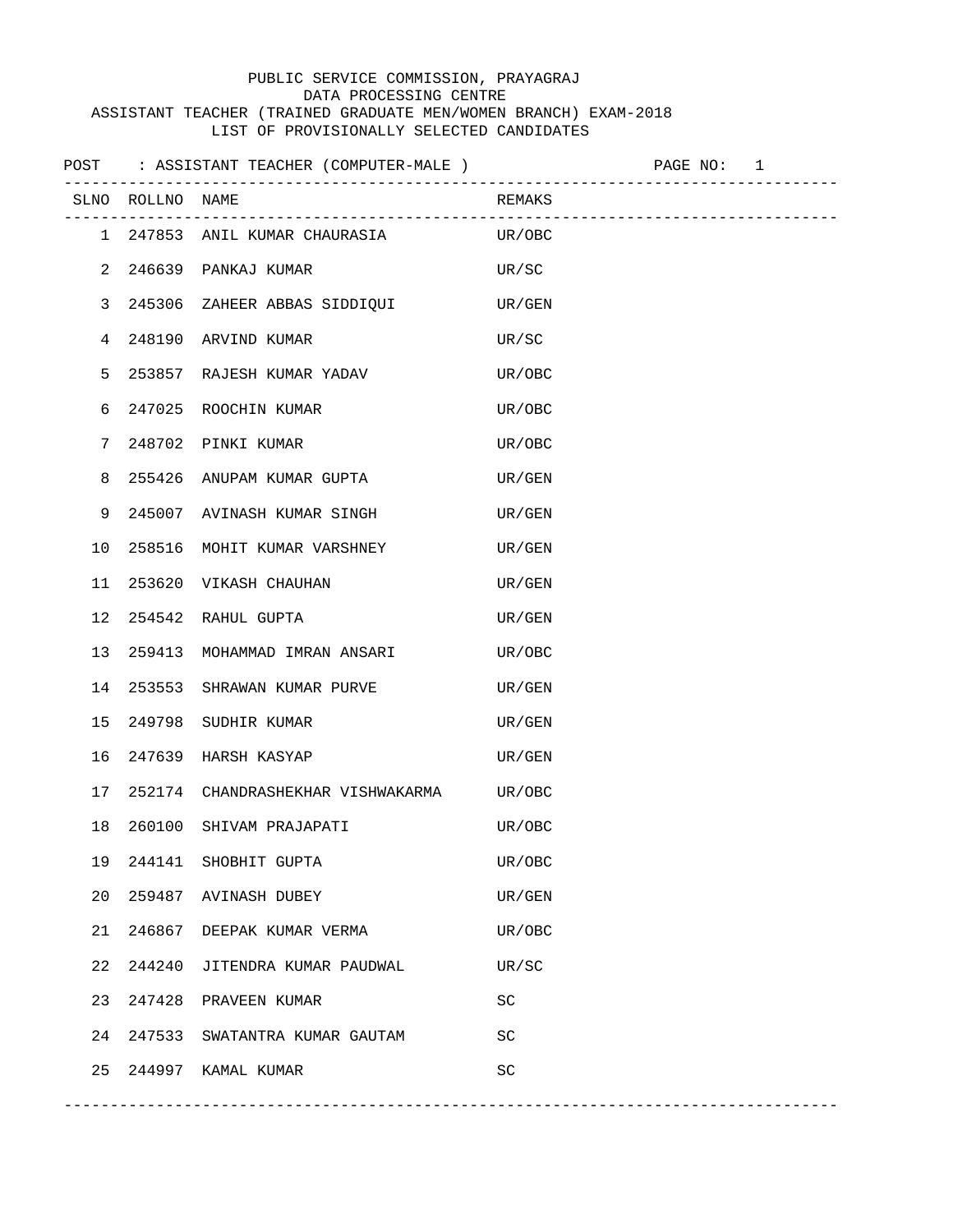PUBLIC SERVICE COMMISSION, PRAYAGRAJ
DATA PROCESSING CENTRE
ASSISTANT TEACHER (TRAINED GRADUATE MEN/WOMEN BRANCH) EXAM-2018
LIST OF PROVISIONALLY SELECTED CANDIDATES

POST : ASSISTANT TEACHER (COMPUTER-MALE )

| SLNO | ROLLNO | NAME | REMAKS |
|---|---|---|---|
| 1 | 247853 | ANIL KUMAR CHAURASIA | UR/OBC |
| 2 | 246639 | PANKAJ KUMAR | UR/SC |
| 3 | 245306 | ZAHEER ABBAS SIDDIQUI | UR/GEN |
| 4 | 248190 | ARVIND KUMAR | UR/SC |
| 5 | 253857 | RAJESH KUMAR YADAV | UR/OBC |
| 6 | 247025 | ROOCHIN KUMAR | UR/OBC |
| 7 | 248702 | PINKI KUMAR | UR/OBC |
| 8 | 255426 | ANUPAM KUMAR GUPTA | UR/GEN |
| 9 | 245007 | AVINASH KUMAR SINGH | UR/GEN |
| 10 | 258516 | MOHIT KUMAR VARSHNEY | UR/GEN |
| 11 | 253620 | VIKASH CHAUHAN | UR/GEN |
| 12 | 254542 | RAHUL GUPTA | UR/GEN |
| 13 | 259413 | MOHAMMAD IMRAN ANSARI | UR/OBC |
| 14 | 253553 | SHRAWAN KUMAR PURVE | UR/GEN |
| 15 | 249798 | SUDHIR KUMAR | UR/GEN |
| 16 | 247639 | HARSH KASYAP | UR/GEN |
| 17 | 252174 | CHANDRASHEKHAR VISHWAKARMA | UR/OBC |
| 18 | 260100 | SHIVAM PRAJAPATI | UR/OBC |
| 19 | 244141 | SHOBHIT GUPTA | UR/OBC |
| 20 | 259487 | AVINASH DUBEY | UR/GEN |
| 21 | 246867 | DEEPAK KUMAR VERMA | UR/OBC |
| 22 | 244240 | JITENDRA KUMAR PAUDWAL | UR/SC |
| 23 | 247428 | PRAVEEN KUMAR | SC |
| 24 | 247533 | SWATANTRA KUMAR GAUTAM | SC |
| 25 | 244997 | KAMAL KUMAR | SC |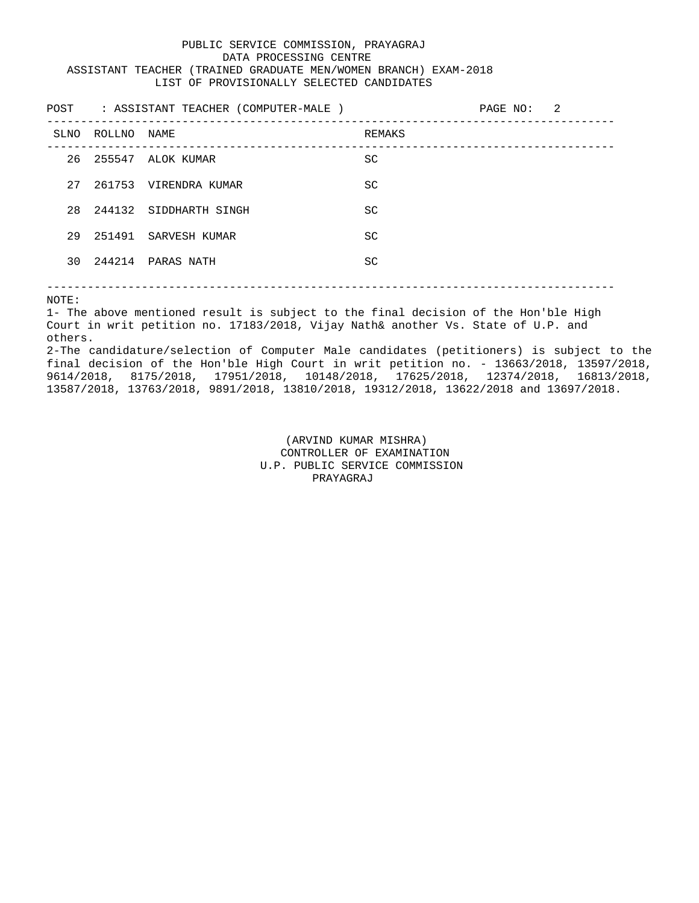PUBLIC SERVICE COMMISSION, PRAYAGRAJ
DATA PROCESSING CENTRE
ASSISTANT TEACHER (TRAINED GRADUATE MEN/WOMEN BRANCH) EXAM-2018
LIST OF PROVISIONALLY SELECTED CANDIDATES

POST : ASSISTANT TEACHER (COMPUTER-MALE ) PAGE NO: 2

| SLNO | ROLLNO | NAME | REMAKS |
|---|---|---|---|
| 26 | 255547 | ALOK KUMAR | SC |
| 27 | 261753 | VIRENDRA KUMAR | SC |
| 28 | 244132 | SIDDHARTH SINGH | SC |
| 29 | 251491 | SARVESH KUMAR | SC |
| 30 | 244214 | PARAS NATH | SC |

NOTE:

1- The above mentioned result is subject to the final decision of the Hon'ble High Court in writ petition no. 17183/2018, Vijay Nath& another Vs. State of U.P. and others.

2-The candidature/selection of Computer Male candidates (petitioners) is subject to the final decision of the Hon'ble High Court in writ petition no. - 13663/2018, 13597/2018, 9614/2018, 8175/2018, 17951/2018, 10148/2018, 17625/2018, 12374/2018, 16813/2018, 13587/2018, 13763/2018, 9891/2018, 13810/2018, 19312/2018, 13622/2018 and 13697/2018.

(ARVIND KUMAR MISHRA)
CONTROLLER OF EXAMINATION
U.P. PUBLIC SERVICE COMMISSION
PRAYAGRAJ